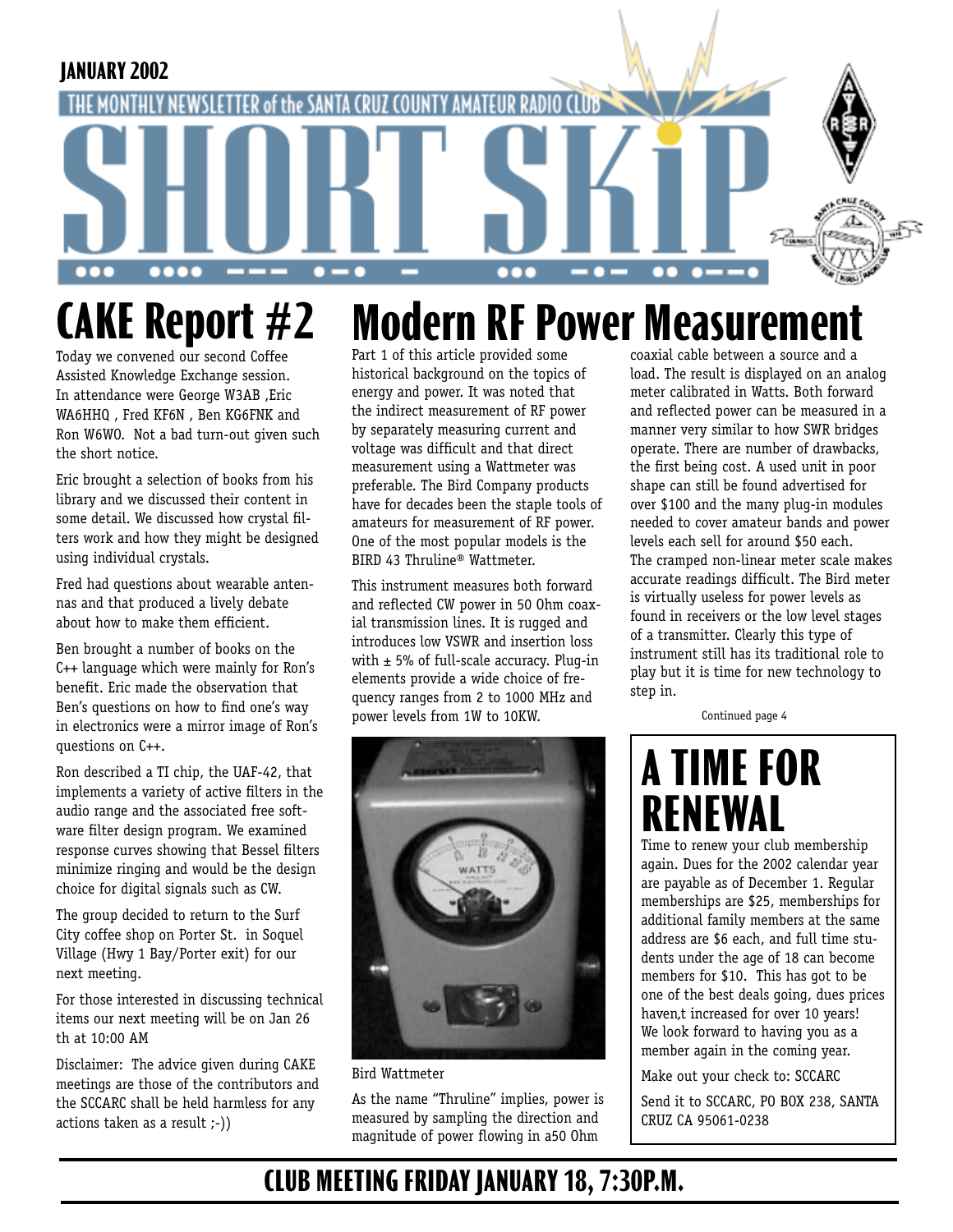**JANUARY 2002**

THE MONTHLY NEWSLETTER of the SANTA CRUZ COUNTY AMATEUR RADIO CLUB

# SHORT SKiP

## CAKE Report #2

Today we convened our second Coffee Assisted Knowledge Exchange session. In attendance were George W3AB ,Eric WA6HHQ , Fred KF6N , Ben KG6FNK and Ron W6WO. Not a bad turn-out given such the short notice.

Eric brought a selection of books from his library and we discussed their content in some detail. We discussed how crystal filters work and how they might be designed using individual crystals.

Fred had questions about wearable antennas and that produced a lively debate about how to make them efficient.

Ben brought a number of books on the C++ language which were mainly for Ron's benefit. Eric made the observation that Ben's questions on how to find one's way in electronics were a mirror image of Ron's questions on C++.

Ron described a TI chip, the UAF-42, that implements a variety of active filters in the audio range and the associated free software filter design program. We examined response curves showing that Bessel filters minimize ringing and would be the design choice for digital signals such as CW.

The group decided to return to the Surf City coffee shop on Porter St. in Soquel Village (Hwy 1 Bay/Porter exit) for our next meeting.

For those interested in discussing technical items our next meeting will be on Jan 26 th at 10:00 AM

Disclaimer: The advice given during CAKE meetings are those of the contributors and the SCCARC shall be held harmless for any actions taken as a result ;-))

## Modern RF Power Measurement

Part 1 of this article provided some historical background on the topics of energy and power. It was noted that the indirect measurement of RF power by separately measuring current and voltage was difficult and that direct measurement using a Wattmeter was preferable. The Bird Company products have for decades been the staple tools of amateurs for measurement of RF power. One of the most popular models is the BIRD 43 Thruline® Wattmeter.

This instrument measures both forward and reflected CW power in 50 Ohm coaxial transmission lines. It is rugged and introduces low VSWR and insertion loss with ± 5% of full-scale accuracy. Plug-in elements provide a wide choice of frequency ranges from 2 to 1000 MHz and power levels from 1W to 10KW.

Bird Wattmeter

As the name "Thruline" implies, power is measured by sampling the direction and magnitude of power flowing in a50 Ohm coaxial cable between a source and a load. The result is displayed on an analog meter calibrated in Watts. Both forward and reflected power can be measured in a manner very similar to how SWR bridges operate. There are number of drawbacks, the first being cost. A used unit in poor shape can still be found advertised for over $100 and the many plug-in modules needed to cover amateur bands and power levels each sell for around $50 each. The cramped non-linear meter scale makes accurate readings difficult. The Bird meter is virtually useless for power levels as found in receivers or the low level stages of a transmitter. Clearly this type of instrument still has its traditional role to play but it is time for new technology to step in.

Continued page 4

## A TIME FOR RENEWAL

Time to renew your club membership again. Dues for the 2002 calendar year are payable as of December 1. Regular memberships are $25, memberships for additional family members at the same address are $6 each, and full time students under the age of 18 can become members for $10. This has got to be one of the best deals going, dues prices haven,t increased for over 10 years! We look forward to having you as a member again in the coming year.

Make out your check to: SCCARC

Send it to SCCARC, PO BOX 238, SANTA CRUZ CA 95061-0238

**CLUB MEETING FRIDAY JANUARY 18, 7:30P.M.**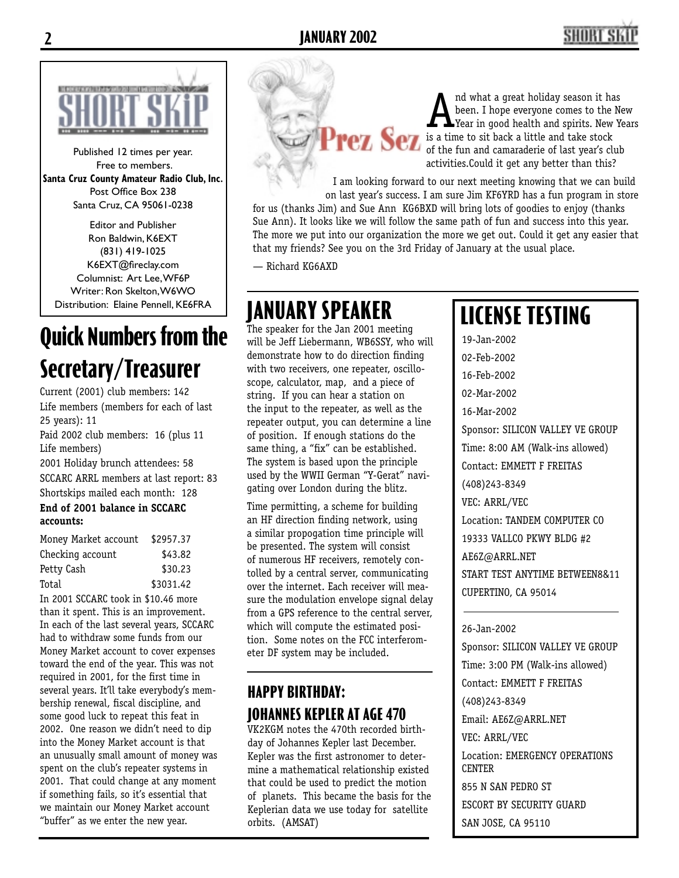SHORT SKiP

Published 12 times per year.
Free to members.
**Santa Cruz County Amateur Radio Club, Inc.**
Post Office Box 238
Santa Cruz, CA 95061-0238

Editor and Publisher
Ron Baldwin, K6EXT
(831) 419-1025
K6EXT@fireclay.com
Columnist: Art Lee, WF6P
Writer: Ron Skelton, W6WO
Distribution: Elaine Pennell, KE6FRA

# Quick Numbers from the Secretary/Treasurer

Current (2001) club members: 142
Life members (members for each of last 25 years): 11
Paid 2002 club members: 16 (plus 11 Life members)
2001 Holiday brunch attendees: 58
SCCARC ARRL members at last report: 83
Shortskips mailed each month: 128

**End of 2001 balance in SCCARC accounts:**

| | |
|---|---|
| Money Market account | $2957.37 |
| Checking account | $43.82 |
| Petty Cash | $30.23 |
| Total | $3031.42 |

In 2001 SCCARC took in $10.46 more than it spent. This is an improvement. In each of the last several years, SCCARC had to withdraw some funds from our Money Market account to cover expenses toward the end of the year. This was not required in 2001, for the first time in several years. It'll take everybody's membership renewal, fiscal discipline, and some good luck to repeat this feat in 2002. One reason we didn't need to dip into the Money Market account is that an unusually small amount of money was spent on the club's repeater systems in 2001. That could change at any moment if something fails, so it's essential that we maintain our Money Market account "buffer" as we enter the new year.

## Prez Sez

And what a great holiday season it has been. I hope everyone comes to the New Year in good health and spirits. New Years is a time to sit back a little and take stock of the fun and camaraderie of last year's club activities.Could it get any better than this?

I am looking forward to our next meeting knowing that we can build on last year's success. I am sure Jim KF6YRD has a fun program in store for us (thanks Jim) and Sue Ann KG6BXD will bring lots of goodies to enjoy (thanks Sue Ann). It looks like we will follow the same path of fun and success into this year. The more we put into our organization the more we get out. Could it get any easier that that my friends? See you on the 3rd Friday of January at the usual place.

— Richard KG6AXD

# JANUARY SPEAKER

The speaker for the Jan 2001 meeting will be Jeff Liebermann, WB6SSY, who will demonstrate how to do direction finding with two receivers, one repeater, oscilloscope, calculator, map, and a piece of string. If you can hear a station on the input to the repeater, as well as the repeater output, you can determine a line of position. If enough stations do the same thing, a "fix" can be established. The system is based upon the principle used by the WWII German "Y-Gerat" navigating over London during the blitz.

Time permitting, a scheme for building an HF direction finding network, using a similar propogation time principle will be presented. The system will consist of numerous HF receivers, remotely contolled by a central server, communicating over the internet. Each receiver will measure the modulation envelope signal delay from a GPS reference to the central server, which will compute the estimated position. Some notes on the FCC interferometer DF system may be included.

## HAPPY BIRTHDAY: JOHANNES KEPLER AT AGE 470

VK2KGM notes the 470th recorded birthday of Johannes Kepler last December. Kepler was the first astronomer to determine a mathematical relationship existed that could be used to predict the motion of planets. This became the basis for the Keplerian data we use today for satellite orbits. (AMSAT)

# LICENSE TESTING

19-Jan-2002
02-Feb-2002
16-Feb-2002
02-Mar-2002
16-Mar-2002
Sponsor: SILICON VALLEY VE GROUP
Time: 8:00 AM (Walk-ins allowed)
Contact: EMMETT F FREITAS
(408)243-8349
VEC: ARRL/VEC
Location: TANDEM COMPUTER CO
19333 VALLCO PKWY BLDG #2
AE6Z@ARRL.NET
START TEST ANYTIME BETWEEN8&11
CUPERTINO, CA 95014

---

26-Jan-2002
Sponsor: SILICON VALLEY VE GROUP
Time: 3:00 PM (Walk-ins allowed)
Contact: EMMETT F FREITAS
(408)243-8349
Email: AE6Z@ARRL.NET
VEC: ARRL/VEC
Location: EMERGENCY OPERATIONS CENTER
855 N SAN PEDRO ST
ESCORT BY SECURITY GUARD
SAN JOSE, CA 95110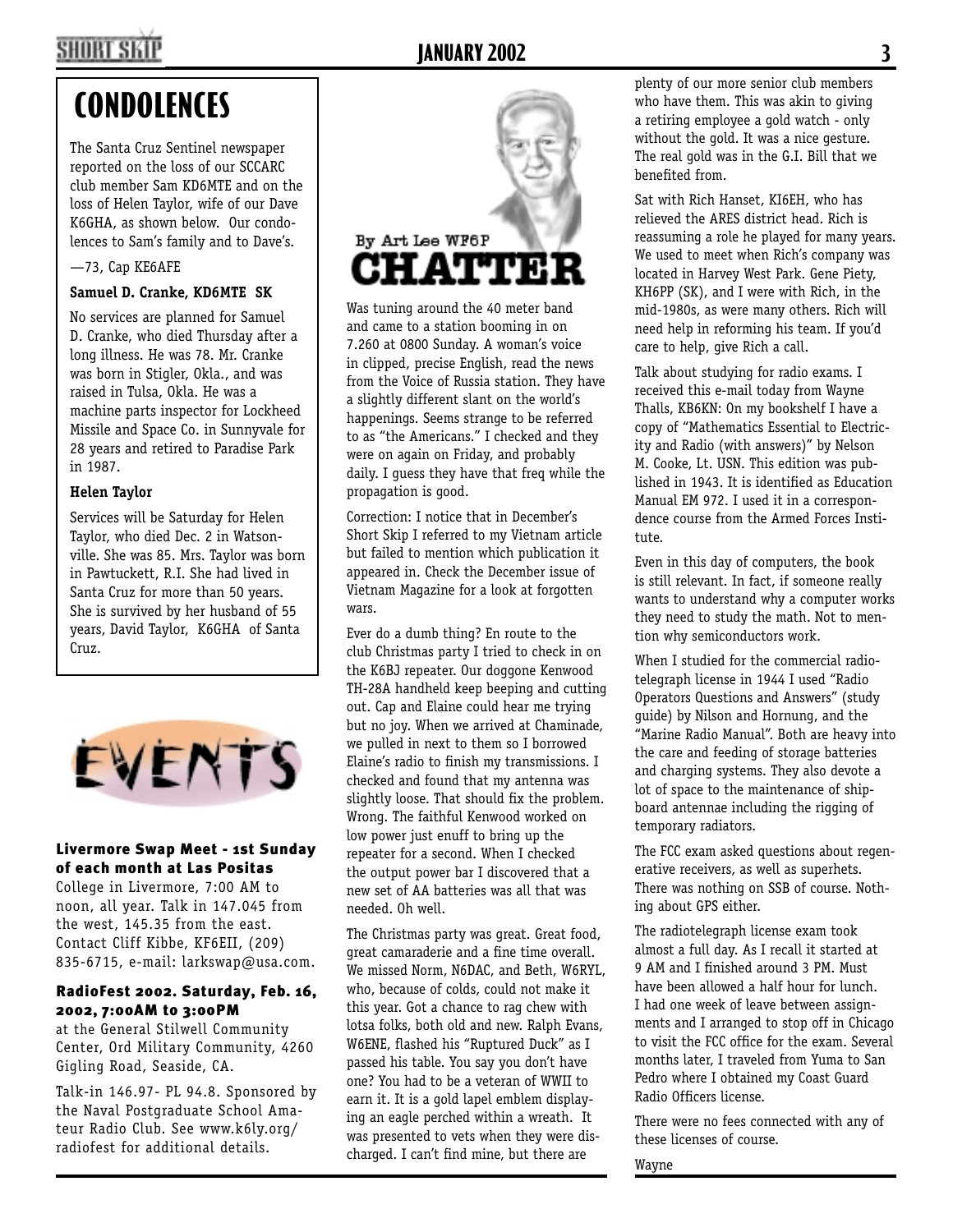# CONDOLENCES

The Santa Cruz Sentinel newspaper reported on the loss of our SCCARC club member Sam KD6MTE and on the loss of Helen Taylor, wife of our Dave K6GHA, as shown below. Our condolences to Sam's family and to Dave's.

—73, Cap KE6AFE

**Samuel D. Cranke, KD6MTE SK**

No services are planned for Samuel D. Cranke, who died Thursday after a long illness. He was 78. Mr. Cranke was born in Stigler, Okla., and was raised in Tulsa, Okla. He was a machine parts inspector for Lockheed Missile and Space Co. in Sunnyvale for 28 years and retired to Paradise Park in 1987.

**Helen Taylor**

Services will be Saturday for Helen Taylor, who died Dec. 2 in Watsonville. She was 85. Mrs. Taylor was born in Pawtuckett, R.I. She had lived in Santa Cruz for more than 50 years. She is survived by her husband of 55 years, David Taylor, K6GHA of Santa Cruz.

# EVENTS

**Livermore Swap Meet - 1st Sunday of each month at Las Positas**
College in Livermore, 7:00 AM to noon, all year. Talk in 147.045 from the west, 145.35 from the east. Contact Cliff Kibbe, KF6EII, (209) 835-6715, e-mail: larkswap@usa.com.

**RadioFest 2002. Saturday, Feb. 16, 2002, 7:00AM to 3:00PM**
at the General Stilwell Community Center, Ord Military Community, 4260 Gigling Road, Seaside, CA.

Talk-in 146.97- PL 94.8. Sponsored by the Naval Postgraduate School Amateur Radio Club. See www.k6ly.org/radiofest for additional details.

# CHATTER

By Art Lee WF6P

Was tuning around the 40 meter band and came to a station booming in on 7.260 at 0800 Sunday. A woman's voice in clipped, precise English, read the news from the Voice of Russia station. They have a slightly different slant on the world's happenings. Seems strange to be referred to as "the Americans." I checked and they were on again on Friday, and probably daily. I guess they have that freq while the propagation is good.

Correction: I notice that in December's Short Skip I referred to my Vietnam article but failed to mention which publication it appeared in. Check the December issue of Vietnam Magazine for a look at forgotten wars.

Ever do a dumb thing? En route to the club Christmas party I tried to check in on the K6BJ repeater. Our doggone Kenwood TH-28A handheld keep beeping and cutting out. Cap and Elaine could hear me trying but no joy. When we arrived at Chaminade, we pulled in next to them so I borrowed Elaine's radio to finish my transmissions. I checked and found that my antenna was slightly loose. That should fix the problem. Wrong. The faithful Kenwood worked on low power just enuff to bring up the repeater for a second. When I checked the output power bar I discovered that a new set of AA batteries was all that was needed. Oh well.

The Christmas party was great. Great food, great camaraderie and a fine time overall. We missed Norm, N6DAC, and Beth, W6RYL, who, because of colds, could not make it this year. Got a chance to rag chew with lotsa folks, both old and new. Ralph Evans, W6ENE, flashed his "Ruptured Duck" as I passed his table. You say you don't have one? You had to be a veteran of WWII to earn it. It is a gold lapel emblem displaying an eagle perched within a wreath. It was presented to vets when they were discharged. I can't find mine, but there are plenty of our more senior club members who have them. This was akin to giving a retiring employee a gold watch - only without the gold. It was a nice gesture. The real gold was in the G.I. Bill that we benefited from.

Sat with Rich Hanset, KI6EH, who has relieved the ARES district head. Rich is reassuming a role he played for many years. We used to meet when Rich's company was located in Harvey West Park. Gene Piety, KH6PP (SK), and I were with Rich, in the mid-1980s, as were many others. Rich will need help in reforming his team. If you'd care to help, give Rich a call.

Talk about studying for radio exams. I received this e-mail today from Wayne Thalls, KB6KN: On my bookshelf I have a copy of "Mathematics Essential to Electricity and Radio (with answers)" by Nelson M. Cooke, Lt. USN. This edition was published in 1943. It is identified as Education Manual EM 972. I used it in a correspondence course from the Armed Forces Institute.

Even in this day of computers, the book is still relevant. In fact, if someone really wants to understand why a computer works they need to study the math. Not to mention why semiconductors work.

When I studied for the commercial radiotelegraph license in 1944 I used "Radio Operators Questions and Answers" (study guide) by Nilson and Hornung, and the "Marine Radio Manual". Both are heavy into the care and feeding of storage batteries and charging systems. They also devote a lot of space to the maintenance of shipboard antennae including the rigging of temporary radiators.

The FCC exam asked questions about regenerative receivers, as well as superhets. There was nothing on SSB of course. Nothing about GPS either.

The radiotelegraph license exam took almost a full day. As I recall it started at 9 AM and I finished around 3 PM. Must have been allowed a half hour for lunch. I had one week of leave between assignments and I arranged to stop off in Chicago to visit the FCC office for the exam. Several months later, I traveled from Yuma to San Pedro where I obtained my Coast Guard Radio Officers license.

There were no fees connected with any of these licenses of course.

Wayne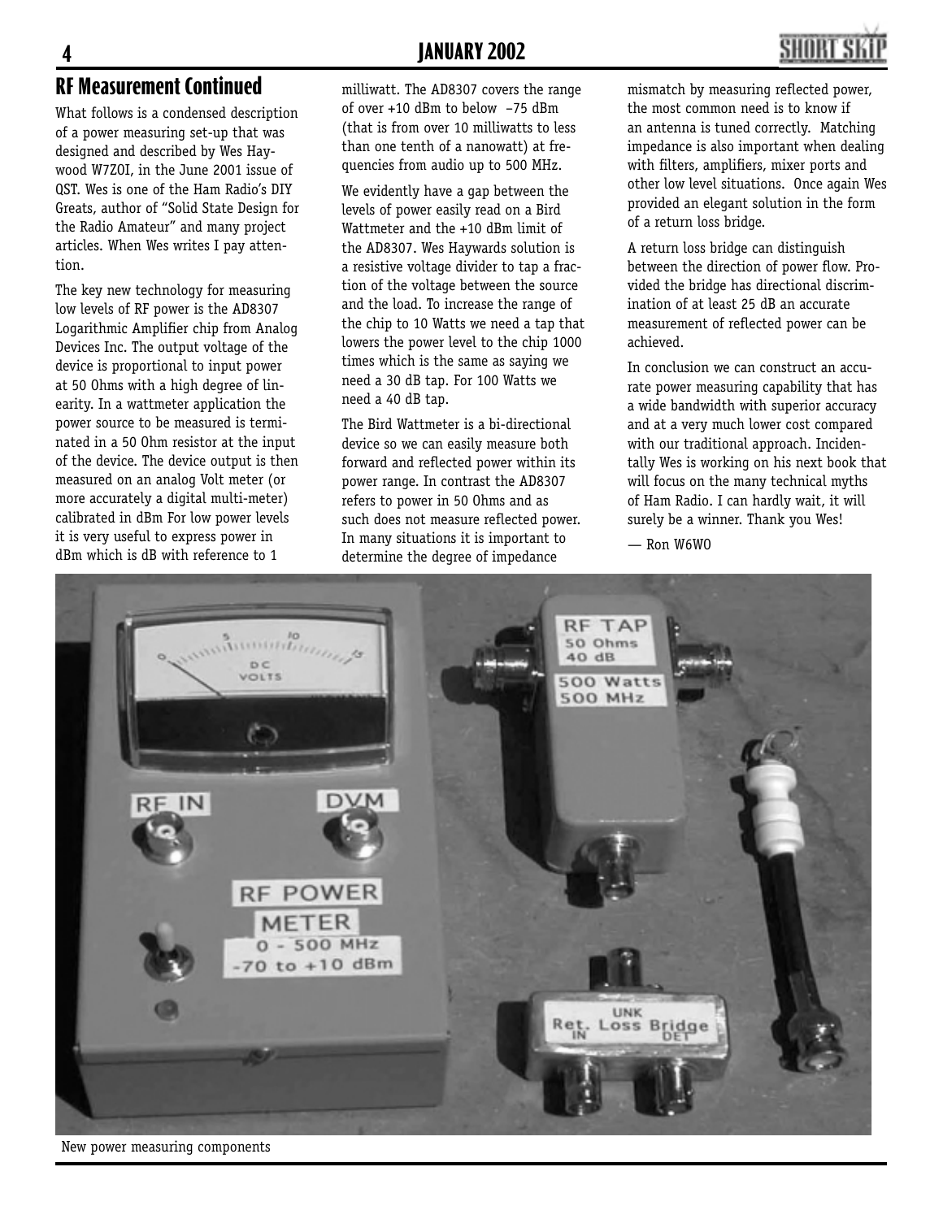## RF Measurement Continued

What follows is a condensed description of a power measuring set-up that was designed and described by Wes Haywood W7ZOI, in the June 2001 issue of QST. Wes is one of the Ham Radio's DIY Greats, author of "Solid State Design for the Radio Amateur" and many project articles. When Wes writes I pay attention.

The key new technology for measuring low levels of RF power is the AD8307 Logarithmic Amplifier chip from Analog Devices Inc. The output voltage of the device is proportional to input power at 50 Ohms with a high degree of linearity. In a wattmeter application the power source to be measured is terminated in a 50 Ohm resistor at the input of the device. The device output is then measured on an analog Volt meter (or more accurately a digital multi-meter) calibrated in dBm For low power levels it is very useful to express power in dBm which is dB with reference to 1 milliwatt. The AD8307 covers the range of over +10 dBm to below –75 dBm (that is from over 10 milliwatts to less than one tenth of a nanowatt) at frequencies from audio up to 500 MHz.

We evidently have a gap between the levels of power easily read on a Bird Wattmeter and the +10 dBm limit of the AD8307. Wes Haywards solution is a resistive voltage divider to tap a fraction of the voltage between the source and the load. To increase the range of the chip to 10 Watts we need a tap that lowers the power level to the chip 1000 times which is the same as saying we need a 30 dB tap. For 100 Watts we need a 40 dB tap.

The Bird Wattmeter is a bi-directional device so we can easily measure both forward and reflected power within its power range. In contrast the AD8307 refers to power in 50 Ohms and as such does not measure reflected power. In many situations it is important to determine the degree of impedance mismatch by measuring reflected power, the most common need is to know if an antenna is tuned correctly. Matching impedance is also important when dealing with filters, amplifiers, mixer ports and other low level situations. Once again Wes provided an elegant solution in the form of a return loss bridge.

A return loss bridge can distinguish between the direction of power flow. Provided the bridge has directional discrimination of at least 25 dB an accurate measurement of reflected power can be achieved.

In conclusion we can construct an accurate power measuring capability that has a wide bandwidth with superior accuracy and at a very much lower cost compared with our traditional approach. Incidentally Wes is working on his next book that will focus on the many technical myths of Ham Radio. I can hardly wait, it will surely be a winner. Thank you Wes!

— Ron W6WO

New power measuring components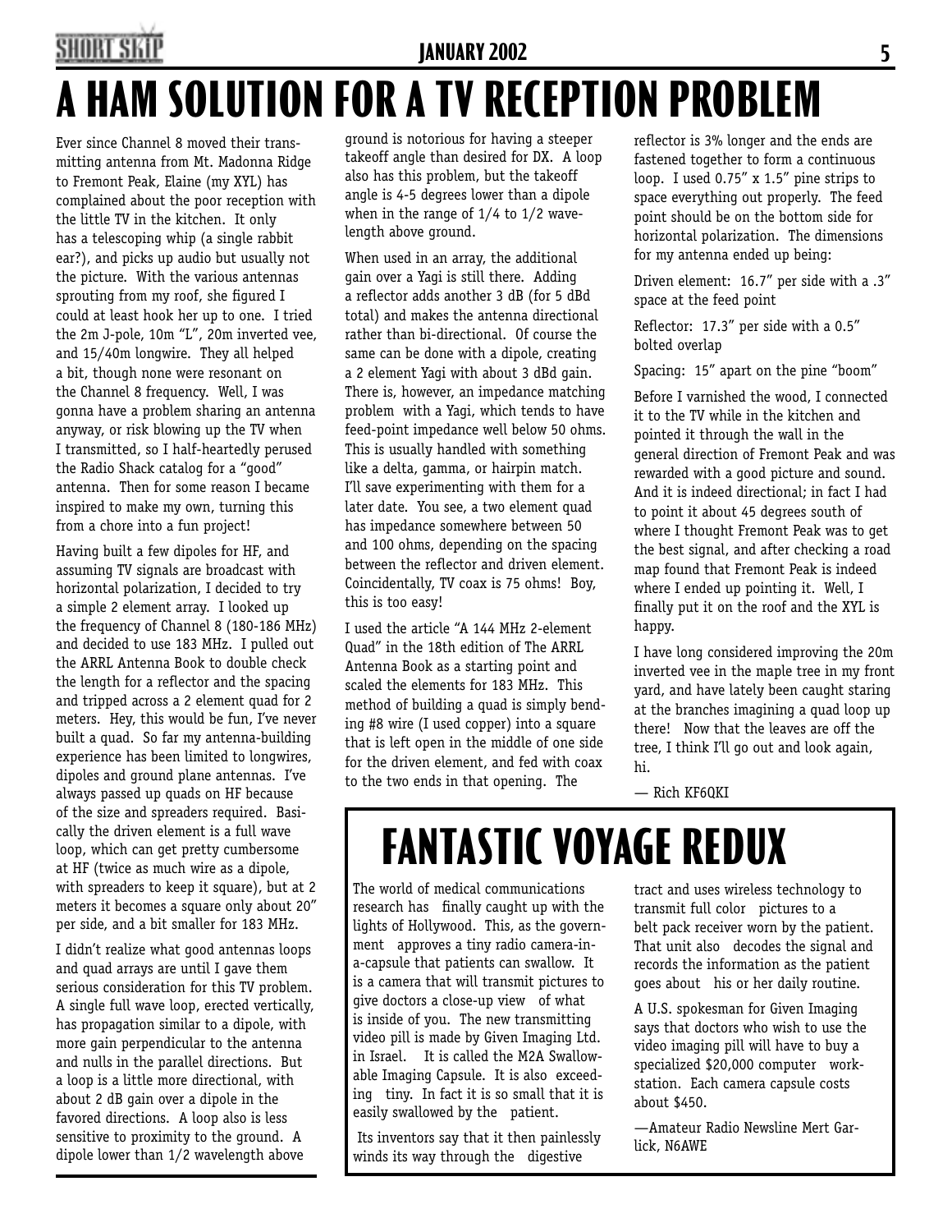# A HAM SOLUTION FOR A TV RECEPTION PROBLEM

Ever since Channel 8 moved their transmitting antenna from Mt. Madonna Ridge to Fremont Peak, Elaine (my XYL) has complained about the poor reception with the little TV in the kitchen. It only has a telescoping whip (a single rabbit ear?), and picks up audio but usually not the picture. With the various antennas sprouting from my roof, she figured I could at least hook her up to one. I tried the 2m J-pole, 10m "L", 20m inverted vee, and 15/40m longwire. They all helped a bit, though none were resonant on the Channel 8 frequency. Well, I was gonna have a problem sharing an antenna anyway, or risk blowing up the TV when I transmitted, so I half-heartedly perused the Radio Shack catalog for a "good" antenna. Then for some reason I became inspired to make my own, turning this from a chore into a fun project!

Having built a few dipoles for HF, and assuming TV signals are broadcast with horizontal polarization, I decided to try a simple 2 element array. I looked up the frequency of Channel 8 (180-186 MHz) and decided to use 183 MHz. I pulled out the ARRL Antenna Book to double check the length for a reflector and the spacing and tripped across a 2 element quad for 2 meters. Hey, this would be fun, I've never built a quad. So far my antenna-building experience has been limited to longwires, dipoles and ground plane antennas. I've always passed up quads on HF because of the size and spreaders required. Basically the driven element is a full wave loop, which can get pretty cumbersome at HF (twice as much wire as a dipole, with spreaders to keep it square), but at 2 meters it becomes a square only about 20" per side, and a bit smaller for 183 MHz.

I didn't realize what good antennas loops and quad arrays are until I gave them serious consideration for this TV problem. A single full wave loop, erected vertically, has propagation similar to a dipole, with more gain perpendicular to the antenna and nulls in the parallel directions. But a loop is a little more directional, with about 2 dB gain over a dipole in the favored directions. A loop also is less sensitive to proximity to the ground. A dipole lower than 1/2 wavelength above ground is notorious for having a steeper takeoff angle than desired for DX. A loop also has this problem, but the takeoff angle is 4-5 degrees lower than a dipole when in the range of 1/4 to 1/2 wavelength above ground.

When used in an array, the additional gain over a Yagi is still there. Adding a reflector adds another 3 dB (for 5 dBd total) and makes the antenna directional rather than bi-directional. Of course the same can be done with a dipole, creating a 2 element Yagi with about 3 dBd gain. There is, however, an impedance matching problem with a Yagi, which tends to have feed-point impedance well below 50 ohms. This is usually handled with something like a delta, gamma, or hairpin match. I'll save experimenting with them for a later date. You see, a two element quad has impedance somewhere between 50 and 100 ohms, depending on the spacing between the reflector and driven element. Coincidentally, TV coax is 75 ohms! Boy, this is too easy!

I used the article "A 144 MHz 2-element Quad" in the 18th edition of The ARRL Antenna Book as a starting point and scaled the elements for 183 MHz. This method of building a quad is simply bending #8 wire (I used copper) into a square that is left open in the middle of one side for the driven element, and fed with coax to the two ends in that opening. The reflector is 3% longer and the ends are fastened together to form a continuous loop. I used 0.75" x 1.5" pine strips to space everything out properly. The feed point should be on the bottom side for horizontal polarization. The dimensions for my antenna ended up being:

Driven element: 16.7" per side with a .3" space at the feed point

Reflector: 17.3" per side with a 0.5" bolted overlap

Spacing: 15" apart on the pine "boom"

Before I varnished the wood, I connected it to the TV while in the kitchen and pointed it through the wall in the general direction of Fremont Peak and was rewarded with a good picture and sound. And it is indeed directional; in fact I had to point it about 45 degrees south of where I thought Fremont Peak was to get the best signal, and after checking a road map found that Fremont Peak is indeed where I ended up pointing it. Well, I finally put it on the roof and the XYL is happy.

I have long considered improving the 20m inverted vee in the maple tree in my front yard, and have lately been caught staring at the branches imagining a quad loop up there! Now that the leaves are off the tree, I think I'll go out and look again, hi.

— Rich KF6QKI

# FANTASTIC VOYAGE REDUX

The world of medical communications research has finally caught up with the lights of Hollywood. This, as the government approves a tiny radio camera-in-a-capsule that patients can swallow. It is a camera that will transmit pictures to give doctors a close-up view of what is inside of you. The new transmitting video pill is made by Given Imaging Ltd. in Israel. It is called the M2A Swallowable Imaging Capsule. It is also exceeding tiny. In fact it is so small that it is easily swallowed by the patient.

Its inventors say that it then painlessly winds its way through the digestive tract and uses wireless technology to transmit full color pictures to a belt pack receiver worn by the patient. That unit also decodes the signal and records the information as the patient goes about his or her daily routine.

A U.S. spokesman for Given Imaging says that doctors who wish to use the video imaging pill will have to buy a specialized $20,000 computer workstation. Each camera capsule costs about $450.

—Amateur Radio Newsline Mert Garlick, N6AWE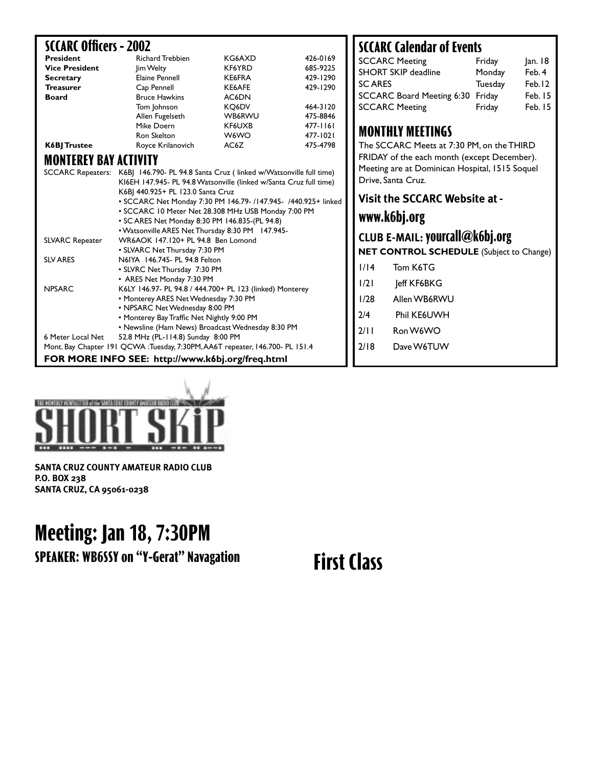## SCCARC Officers - 2002

| | | | |
|---|---|---|---|
| **President** | Richard Trebbien | KG6AXD | 426-0169 |
| **Vice President** | Jim Welty | KF6YRD | 685-9225 |
| **Secretary** | Elaine Pennell | KE6FRA | 429-1290 |
| **Treasurer** | Cap Pennell | KE6AFE | 429-1290 |
| **Board** | Bruce Hawkins | AC6DN | |
| | Tom Johnson | KQ6DV | 464-3120 |
| | Allen Fugelseth | WB6RWU | 475-8846 |
| | Mike Doern | KF6UXB | 477-1161 |
| | Ron Skelton | W6WO | 477-1021 |
| **K6BJ Trustee** | Royce Krilanovich | AC6Z | 475-4798 |

## MONTEREY BAY ACTIVITY

SCCARC Repeaters: K6BJ 146.790- PL 94.8 Santa Cruz ( linked w/Watsonville full time)
KI6EH 147.945- PL 94.8 Watsonville (linked w/Santa Cruz full time)
K6BJ 440.925+ PL 123.0 Santa Cruz
- SCCARC Net Monday 7:30 PM 146.79- /147.945- /440.925+ linked
- SCCARC 10 Meter Net 28.308 MHz USB Monday 7:00 PM
- SC ARES Net Monday 8:30 PM 146.835-(PL 94.8)
- Watsonville ARES Net Thursday 8:30 PM 147.945-

SLVARC Repeater WR6AOK 147.120+ PL 94.8 Ben Lomond
- SLVARC Net Thursday 7:30 PM

SLV ARES N6IYA 146.745- PL 94.8 Felton
- SLVRC Net Thursday 7:30 PM
- ARES Net Monday 7:30 PM

NPSARC K6LY 146.97- PL 94.8 / 444.700+ PL 123 (linked) Monterey
- Monterey ARES Net Wednesday 7:30 PM
- NPSARC Net Wednesday 8:00 PM
- Monterey Bay Traffic Net Nightly 9:00 PM
- Newsline (Ham News) Broadcast Wednesday 8:30 PM

6 Meter Local Net 52.8 MHz (PL-114.8) Sunday 8:00 PM

Mont. Bay Chapter 191 QCWA :Tuesday, 7:30PM, AA6T repeater, 146.700- PL 151.4

**FOR MORE INFO SEE: http://www.k6bj.org/freq.html**

## SCCARC Calendar of Events

| | | |
|---|---|---|
| SCCARC Meeting | Friday | Jan. 18 |
| SHORT SKIP deadline | Monday | Feb. 4 |
| SC ARES | Tuesday | Feb.12 |
| SCCARC Board Meeting 6:30 | Friday | Feb. 15 |
| SCCARC Meeting | Friday | Feb. 15 |

## MONTHLY MEETINGS

The SCCARC Meets at 7:30 PM, on the THIRD FRIDAY of the each month (except December). Meeting are at Dominican Hospital, 1515 Soquel Drive, Santa Cruz.

### Visit the SCCARC Website at - www.k6bj.org

### CLUB E-MAIL: yourcall@k6bj.org

**NET CONTROL SCHEDULE** (Subject to Change)

| | |
|---|---|
| 1/14 | Tom K6TG |
| 1/21 | Jeff KF6BKG |
| 1/28 | Allen WB6RWU |
| 2/4 | Phil KE6UWH |
| 2/11 | Ron W6WO |
| 2/18 | Dave W6TUW |

THE MONTHLY NEWSLETTER of the SANTA CRUZ COUNTY AMATEUR RADIO CLUB

SHORT SKiP

**SANTA CRUZ COUNTY AMATEUR RADIO CLUB**
**P.O. BOX 238**
**SANTA CRUZ, CA 95061-0238**

# Meeting: Jan 18, 7:30PM

## SPEAKER: WB6SSY on "Y-Gerat" Navagation

# First Class